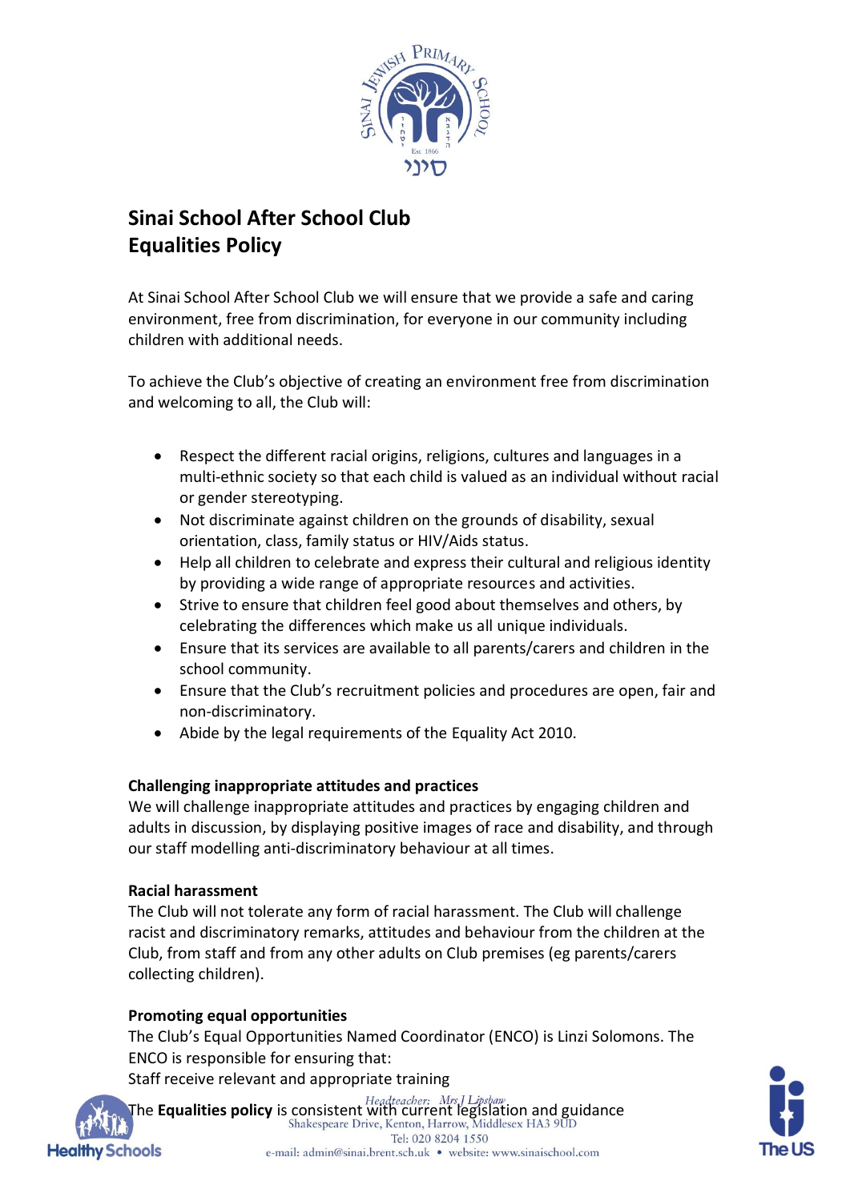# Sinai School After School Club
# Equalities Policy

At Sinai School After School Club we will ensure that we provide a safe and caring environment, free from discrimination, for everyone in our community including children with additional needs.

To achieve the Club's objective of creating an environment free from discrimination and welcoming to all, the Club will:

- Respect the different racial origins, religions, cultures and languages in a multi-ethnic society so that each child is valued as an individual without racial or gender stereotyping.
- Not discriminate against children on the grounds of disability, sexual orientation, class, family status or HIV/Aids status.
- Help all children to celebrate and express their cultural and religious identity by providing a wide range of appropriate resources and activities.
- Strive to ensure that children feel good about themselves and others, by celebrating the differences which make us all unique individuals.
- Ensure that its services are available to all parents/carers and children in the school community.
- Ensure that the Club's recruitment policies and procedures are open, fair and non-discriminatory.
- Abide by the legal requirements of the Equality Act 2010.

### Challenging inappropriate attitudes and practices

We will challenge inappropriate attitudes and practices by engaging children and adults in discussion, by displaying positive images of race and disability, and through our staff modelling anti-discriminatory behaviour at all times.

### Racial harassment

The Club will not tolerate any form of racial harassment. The Club will challenge racist and discriminatory remarks, attitudes and behaviour from the children at the Club, from staff and from any other adults on Club premises (eg parents/carers collecting children).

### Promoting equal opportunities

The Club's Equal Opportunities Named Coordinator (ENCO) is Linzi Solomons. The ENCO is responsible for ensuring that:

Staff receive relevant and appropriate training

The **Equalities policy** is consistent with current legislation and guidance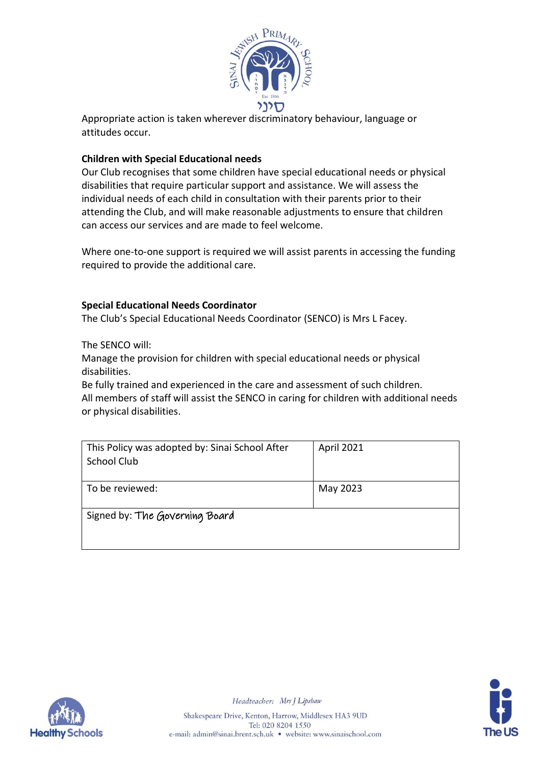Appropriate action is taken wherever discriminatory behaviour, language or attitudes occur.

**Children with Special Educational needs**

Our Club recognises that some children have special educational needs or physical disabilities that require particular support and assistance. We will assess the individual needs of each child in consultation with their parents prior to their attending the Club, and will make reasonable adjustments to ensure that children can access our services and are made to feel welcome.

Where one-to-one support is required we will assist parents in accessing the funding required to provide the additional care.

**Special Educational Needs Coordinator**

The Club's Special Educational Needs Coordinator (SENCO) is Mrs L Facey.

The SENCO will:

Manage the provision for children with special educational needs or physical disabilities.

Be fully trained and experienced in the care and assessment of such children.

All members of staff will assist the SENCO in caring for children with additional needs or physical disabilities.

| | |
|---|---|
| This Policy was adopted by: Sinai School After School Club | April 2021 |
| To be reviewed: | May 2023 |
| Signed by: The Governing Board | |